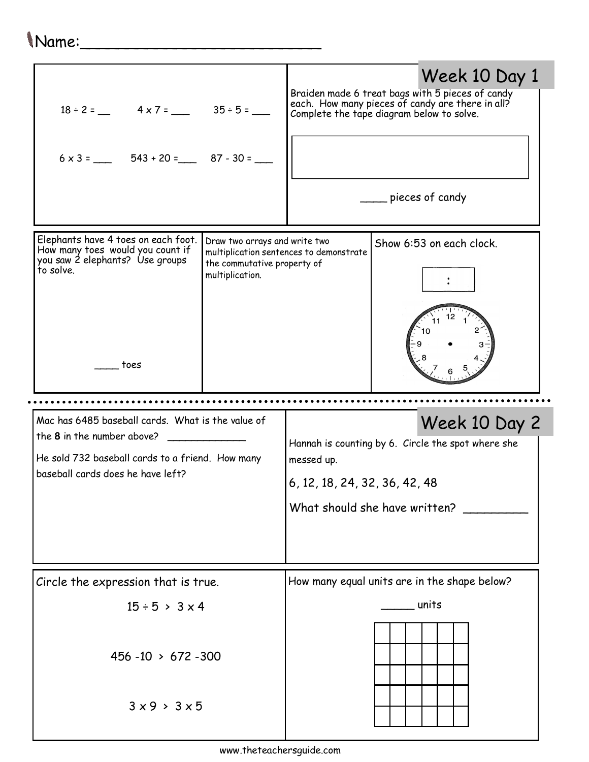Name:___________________________

## Week 10 Day 1

18 ÷ 2 = __ &nbsp;&nbsp; 4 x 7 = ___ &nbsp;&nbsp; 35 ÷ 5 = ___

6 x 3 = ___ &nbsp;&nbsp; 543 + 20 =___ &nbsp;&nbsp; 87 - 30 = ___

Braiden made 6 treat bags with 5 pieces of candy each. How many pieces of candy are there in all? Complete the tape diagram below to solve.

____ pieces of candy

Elephants have 4 toes on each foot. How many toes would you count if you saw 2 elephants? Use groups to solve.

____ toes

Draw two arrays and write two multiplication sentences to demonstrate the commutative property of multiplication.

Show 6:53 on each clock.

:

12 1 2 3 4 5 6 7 8 9 10 11

## Week 10 Day 2

Mac has 6485 baseball cards. What is the value of the **8** in the number above? _____________

He sold 732 baseball cards to a friend. How many baseball cards does he have left?

Hannah is counting by 6. Circle the spot where she messed up.

6, 12, 18, 24, 32, 36, 42, 48

What should she have written? _________

Circle the expression that is true.

15 ÷ 5 > 3 x 4

456 -10 > 672 -300

3 x 9 > 3 x 5

How many equal units are in the shape below?

_____ units

www.theteachersguide.com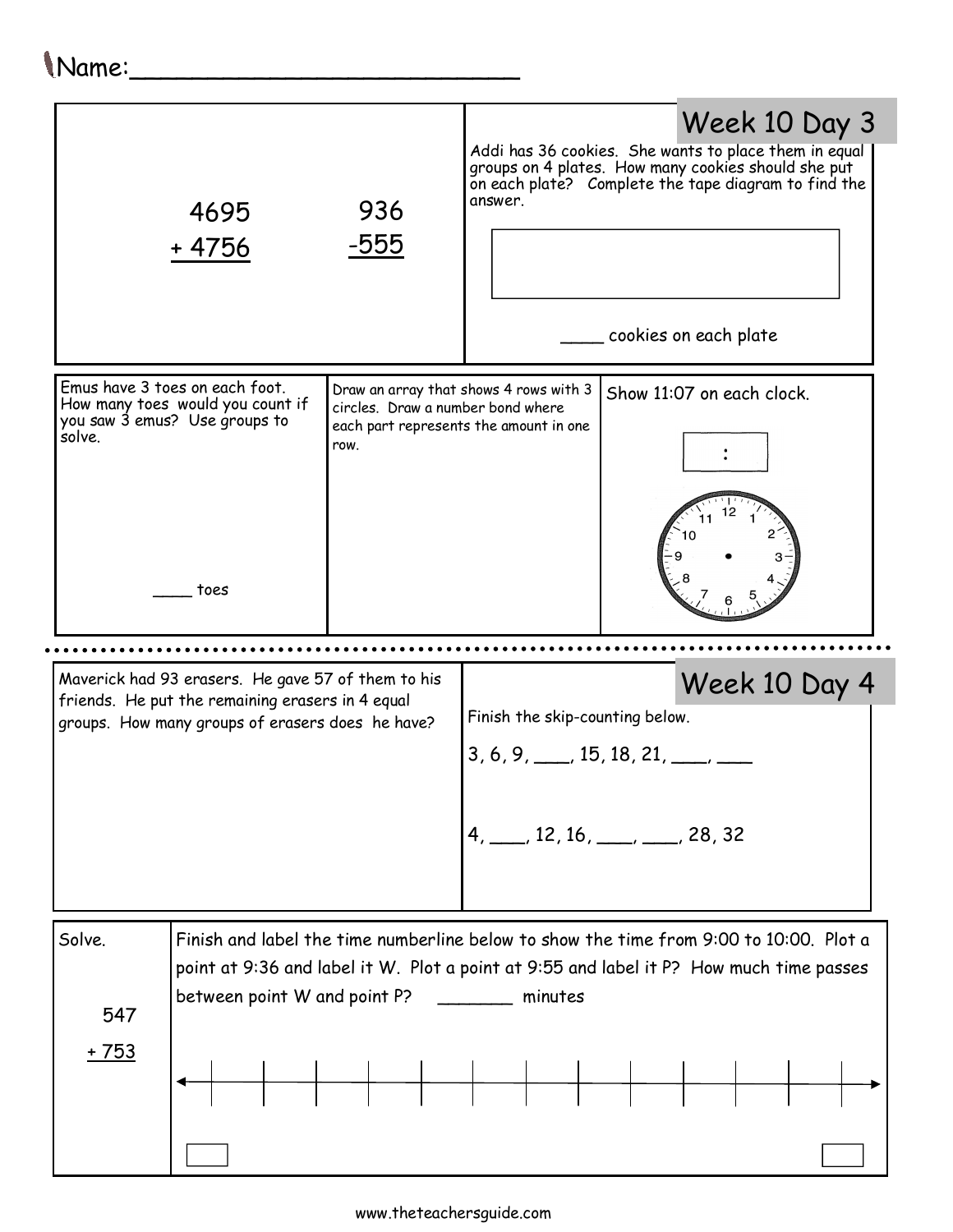Name:___________________________

## Week 10 Day 3

$$\begin{array}{r} 4695 \\ +\ 4756 \\ \hline \end{array}$$

$$\begin{array}{r} 936 \\ -555 \\ \hline \end{array}$$

Addi has 36 cookies. She wants to place them in equal groups on 4 plates. How many cookies should she put on each plate? Complete the tape diagram to find the answer.

____ cookies on each plate

Emus have 3 toes on each foot. How many toes would you count if you saw 3 emus? Use groups to solve.

____ toes

Draw an array that shows 4 rows with 3 circles. Draw a number bond where each part represents the amount in one row.

Show 11:07 on each clock.

:

## Week 10 Day 4

Maverick had 93 erasers. He gave 57 of them to his friends. He put the remaining erasers in 4 equal groups. How many groups of erasers does he have?

Finish the skip-counting below.

3, 6, 9, ____, 15, 18, 21, ____, ____

4, ____, 12, 16, ____, ____, 28, 32

Solve.

$$\begin{array}{r} 547 \\ +\ 753 \\ \hline \end{array}$$

Finish and label the time numberline below to show the time from 9:00 to 10:00. Plot a point at 9:36 and label it W. Plot a point at 9:55 and label it P? How much time passes between point W and point P? _______ minutes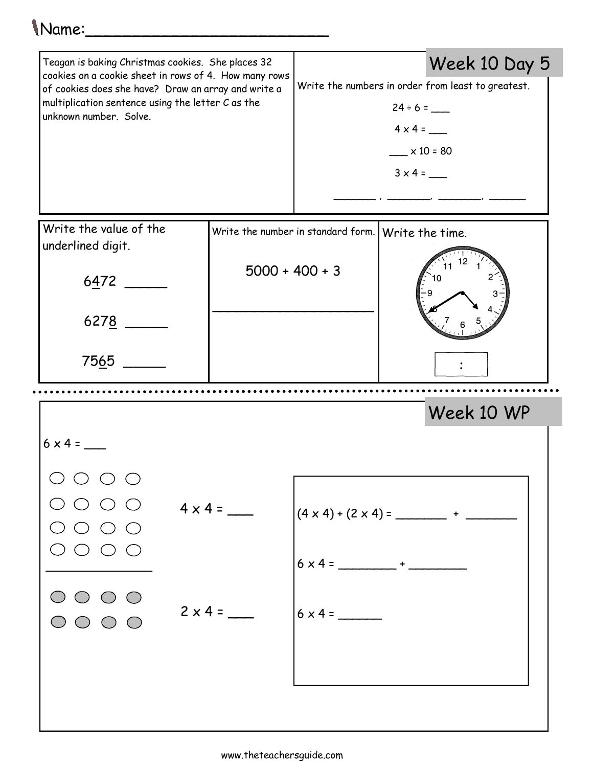Name:____________________________

## Week 10 Day 5

Teagan is baking Christmas cookies. She places 32 cookies on a cookie sheet in rows of 4. How many rows of cookies does she have? Draw an array and write a multiplication sentence using the letter C as the unknown number. Solve.

Write the numbers in order from least to greatest.

24 ÷ 6 = ___

4 x 4 = ___

___ x 10 = 80

3 x 4 = ___

_______ , _______, _______, _______

Write the value of the underlined digit.

6<u>4</u>72 _____

627<u>8</u> _____

75<u>6</u>5 _____

Write the number in standard form.

5000 + 400 + 3

____________________

Write the time.

12 1 2 3 4 5 6 7 8 9 10 11

:

## Week 10 WP

6 x 4 = ___

4 x 4 = ___

2 x 4 = ___

(4 x 4) + (2 x 4) = _______ + _______

6 x 4 = ________ + ________

6 x 4 = ______

www.theteachersguide.com